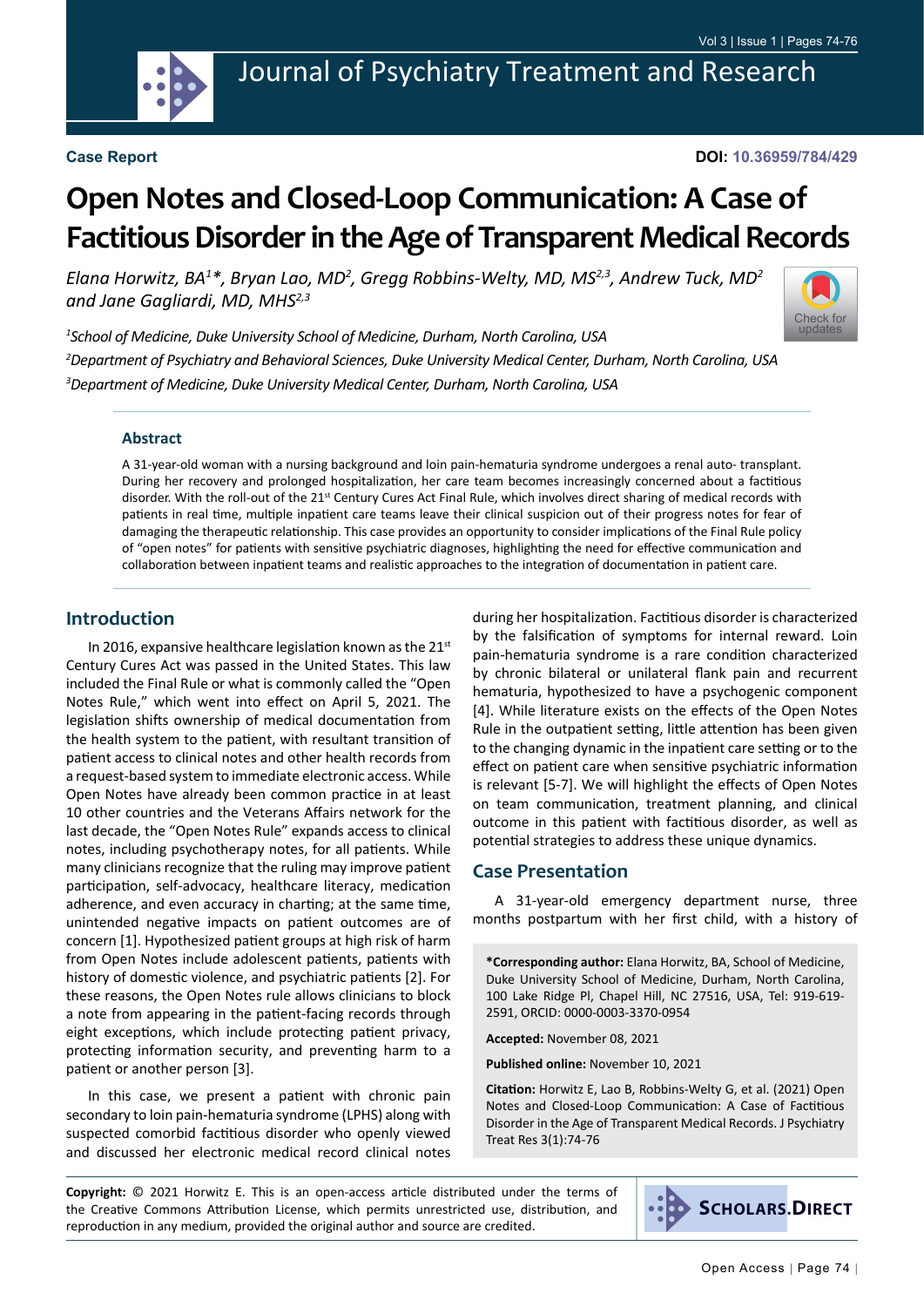Case Report

DOI: 10.36959/784/429

# Open Notes and Closed-Loop Communication: A Case of Factitious Disorder in the Age of Transparent Medical Records

*Elana Horwitz, BA[1]\*, Bryan Lao, MD[2], Gregg Robbins-Welty, MD, MS[2,3], Andrew Tuck, MD[2] and Jane Gagliardi, MD, MHS[2,3]*

[1]*School of Medicine, Duke University School of Medicine, Durham, North Carolina, USA*

[2]*Department of Psychiatry and Behavioral Sciences, Duke University Medical Center, Durham, North Carolina, USA*

[3]*Department of Medicine, Duke University Medical Center, Durham, North Carolina, USA*

## Abstract

A 31-year-old woman with a nursing background and loin pain-hematuria syndrome undergoes a renal auto- transplant. During her recovery and prolonged hospitalization, her care team becomes increasingly concerned about a factitious disorder. With the roll-out of the 21st Century Cures Act Final Rule, which involves direct sharing of medical records with patients in real time, multiple inpatient care teams leave their clinical suspicion out of their progress notes for fear of damaging the therapeutic relationship. This case provides an opportunity to consider implications of the Final Rule policy of "open notes" for patients with sensitive psychiatric diagnoses, highlighting the need for effective communication and collaboration between inpatient teams and realistic approaches to the integration of documentation in patient care.

## Introduction

In 2016, expansive healthcare legislation known as the 21st Century Cures Act was passed in the United States. This law included the Final Rule or what is commonly called the "Open Notes Rule," which went into effect on April 5, 2021. The legislation shifts ownership of medical documentation from the health system to the patient, with resultant transition of patient access to clinical notes and other health records from a request-based system to immediate electronic access. While Open Notes have already been common practice in at least 10 other countries and the Veterans Affairs network for the last decade, the "Open Notes Rule" expands access to clinical notes, including psychotherapy notes, for all patients. While many clinicians recognize that the ruling may improve patient participation, self-advocacy, healthcare literacy, medication adherence, and even accuracy in charting; at the same time, unintended negative impacts on patient outcomes are of concern [1]. Hypothesized patient groups at high risk of harm from Open Notes include adolescent patients, patients with history of domestic violence, and psychiatric patients [2]. For these reasons, the Open Notes rule allows clinicians to block a note from appearing in the patient-facing records through eight exceptions, which include protecting patient privacy, protecting information security, and preventing harm to a patient or another person [3].

In this case, we present a patient with chronic pain secondary to loin pain-hematuria syndrome (LPHS) along with suspected comorbid factitious disorder who openly viewed and discussed her electronic medical record clinical notes during her hospitalization. Factitious disorder is characterized by the falsification of symptoms for internal reward. Loin pain-hematuria syndrome is a rare condition characterized by chronic bilateral or unilateral flank pain and recurrent hematuria, hypothesized to have a psychogenic component [4]. While literature exists on the effects of the Open Notes Rule in the outpatient setting, little attention has been given to the changing dynamic in the inpatient care setting or to the effect on patient care when sensitive psychiatric information is relevant [5-7]. We will highlight the effects of Open Notes on team communication, treatment planning, and clinical outcome in this patient with factitious disorder, as well as potential strategies to address these unique dynamics.

## Case Presentation

A 31-year-old emergency department nurse, three months postpartum with her first child, with a history of

**\*Corresponding author:** Elana Horwitz, BA, School of Medicine, Duke University School of Medicine, Durham, North Carolina, 100 Lake Ridge Pl, Chapel Hill, NC 27516, USA, Tel: 919-619-2591, ORCID: 0000-0003-3370-0954

**Accepted:** November 08, 2021

**Published online:** November 10, 2021

**Citation:** Horwitz E, Lao B, Robbins-Welty G, et al. (2021) Open Notes and Closed-Loop Communication: A Case of Factitious Disorder in the Age of Transparent Medical Records. J Psychiatry Treat Res 3(1):74-76

**Copyright:** © 2021 Horwitz E. This is an open-access article distributed under the terms of the Creative Commons Attribution License, which permits unrestricted use, distribution, and reproduction in any medium, provided the original author and source are credited.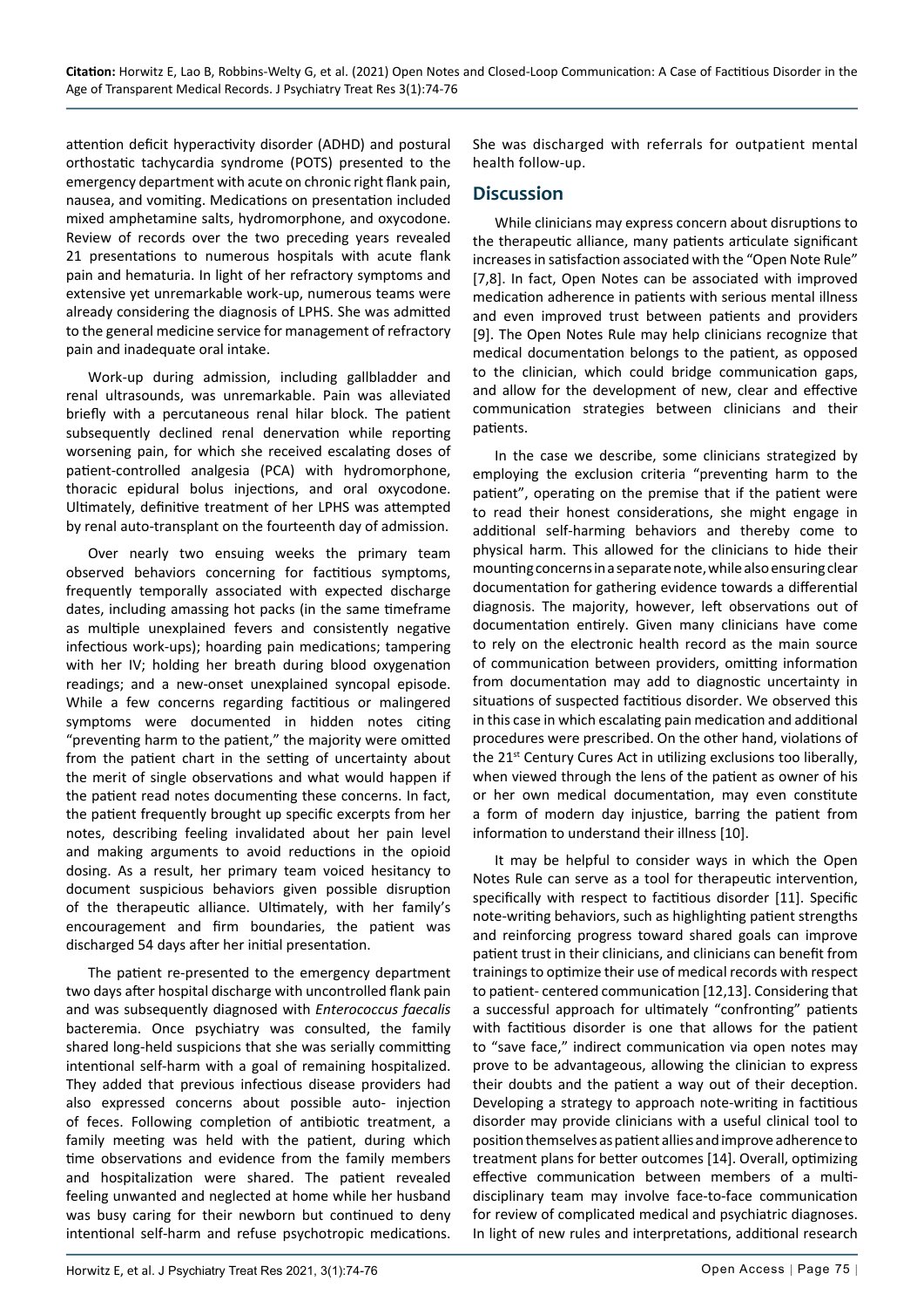attention deficit hyperactivity disorder (ADHD) and postural orthostatic tachycardia syndrome (POTS) presented to the emergency department with acute on chronic right flank pain, nausea, and vomiting. Medications on presentation included mixed amphetamine salts, hydromorphone, and oxycodone. Review of records over the two preceding years revealed 21 presentations to numerous hospitals with acute flank pain and hematuria. In light of her refractory symptoms and extensive yet unremarkable work-up, numerous teams were already considering the diagnosis of LPHS. She was admitted to the general medicine service for management of refractory pain and inadequate oral intake.

Work-up during admission, including gallbladder and renal ultrasounds, was unremarkable. Pain was alleviated briefly with a percutaneous renal hilar block. The patient subsequently declined renal denervation while reporting worsening pain, for which she received escalating doses of patient-controlled analgesia (PCA) with hydromorphone, thoracic epidural bolus injections, and oral oxycodone. Ultimately, definitive treatment of her LPHS was attempted by renal auto-transplant on the fourteenth day of admission.

Over nearly two ensuing weeks the primary team observed behaviors concerning for factitious symptoms, frequently temporally associated with expected discharge dates, including amassing hot packs (in the same timeframe as multiple unexplained fevers and consistently negative infectious work-ups); hoarding pain medications; tampering with her IV; holding her breath during blood oxygenation readings; and a new-onset unexplained syncopal episode. While a few concerns regarding factitious or malingered symptoms were documented in hidden notes citing "preventing harm to the patient," the majority were omitted from the patient chart in the setting of uncertainty about the merit of single observations and what would happen if the patient read notes documenting these concerns. In fact, the patient frequently brought up specific excerpts from her notes, describing feeling invalidated about her pain level and making arguments to avoid reductions in the opioid dosing. As a result, her primary team voiced hesitancy to document suspicious behaviors given possible disruption of the therapeutic alliance. Ultimately, with her family's encouragement and firm boundaries, the patient was discharged 54 days after her initial presentation.

The patient re-presented to the emergency department two days after hospital discharge with uncontrolled flank pain and was subsequently diagnosed with *Enterococcus faecalis* bacteremia. Once psychiatry was consulted, the family shared long-held suspicions that she was serially committing intentional self-harm with a goal of remaining hospitalized. They added that previous infectious disease providers had also expressed concerns about possible auto- injection of feces. Following completion of antibiotic treatment, a family meeting was held with the patient, during which time observations and evidence from the family members and hospitalization were shared. The patient revealed feeling unwanted and neglected at home while her husband was busy caring for their newborn but continued to deny intentional self-harm and refuse psychotropic medications. She was discharged with referrals for outpatient mental health follow-up.

## Discussion

While clinicians may express concern about disruptions to the therapeutic alliance, many patients articulate significant increases in satisfaction associated with the "Open Note Rule" [7,8]. In fact, Open Notes can be associated with improved medication adherence in patients with serious mental illness and even improved trust between patients and providers [9]. The Open Notes Rule may help clinicians recognize that medical documentation belongs to the patient, as opposed to the clinician, which could bridge communication gaps, and allow for the development of new, clear and effective communication strategies between clinicians and their patients.

In the case we describe, some clinicians strategized by employing the exclusion criteria "preventing harm to the patient", operating on the premise that if the patient were to read their honest considerations, she might engage in additional self-harming behaviors and thereby come to physical harm. This allowed for the clinicians to hide their mounting concerns in a separate note, while also ensuring clear documentation for gathering evidence towards a differential diagnosis. The majority, however, left observations out of documentation entirely. Given many clinicians have come to rely on the electronic health record as the main source of communication between providers, omitting information from documentation may add to diagnostic uncertainty in situations of suspected factitious disorder. We observed this in this case in which escalating pain medication and additional procedures were prescribed. On the other hand, violations of the 21st Century Cures Act in utilizing exclusions too liberally, when viewed through the lens of the patient as owner of his or her own medical documentation, may even constitute a form of modern day injustice, barring the patient from information to understand their illness [10].

It may be helpful to consider ways in which the Open Notes Rule can serve as a tool for therapeutic intervention, specifically with respect to factitious disorder [11]. Specific note-writing behaviors, such as highlighting patient strengths and reinforcing progress toward shared goals can improve patient trust in their clinicians, and clinicians can benefit from trainings to optimize their use of medical records with respect to patient- centered communication [12,13]. Considering that a successful approach for ultimately "confronting" patients with factitious disorder is one that allows for the patient to "save face," indirect communication via open notes may prove to be advantageous, allowing the clinician to express their doubts and the patient a way out of their deception. Developing a strategy to approach note-writing in factitious disorder may provide clinicians with a useful clinical tool to position themselves as patient allies and improve adherence to treatment plans for better outcomes [14]. Overall, optimizing effective communication between members of a multi-disciplinary team may involve face-to-face communication for review of complicated medical and psychiatric diagnoses. In light of new rules and interpretations, additional research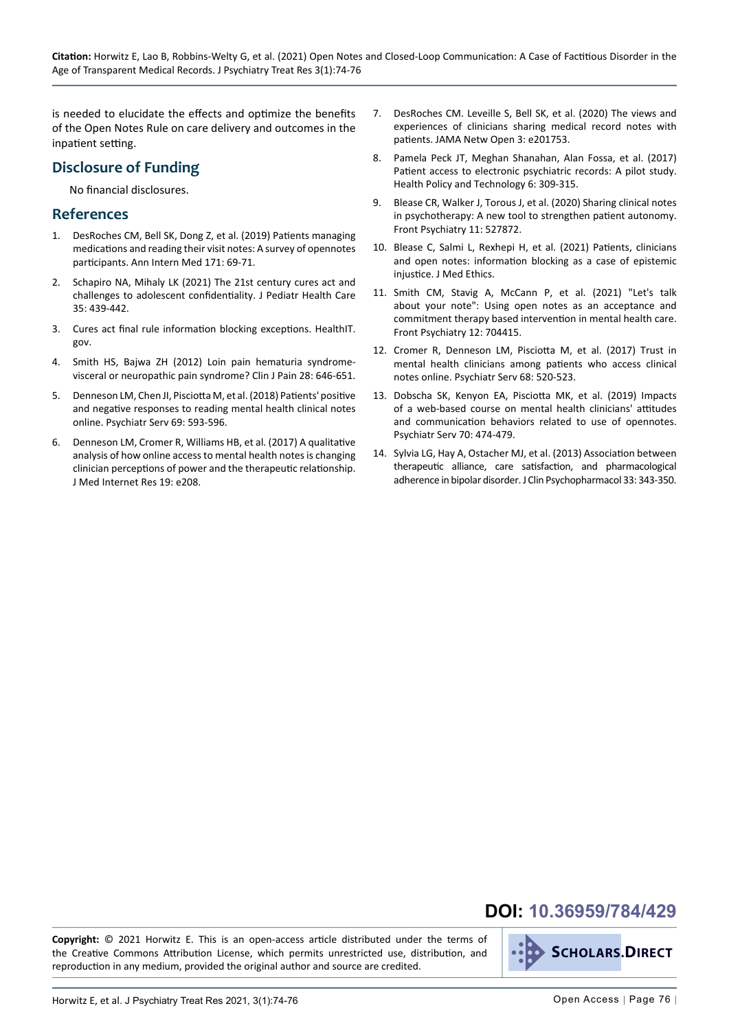is needed to elucidate the effects and optimize the benefits of the Open Notes Rule on care delivery and outcomes in the inpatient setting.

## Disclosure of Funding

No financial disclosures.

## References

1. DesRoches CM, Bell SK, Dong Z, et al. (2019) Patients managing medications and reading their visit notes: A survey of opennotes participants. Ann Intern Med 171: 69-71.
2. Schapiro NA, Mihaly LK (2021) The 21st century cures act and challenges to adolescent confidentiality. J Pediatr Health Care 35: 439-442.
3. Cures act final rule information blocking exceptions. HealthIT.gov.
4. Smith HS, Bajwa ZH (2012) Loin pain hematuria syndrome-visceral or neuropathic pain syndrome? Clin J Pain 28: 646-651.
5. Denneson LM, Chen JI, Pisciotta M, et al. (2018) Patients' positive and negative responses to reading mental health clinical notes online. Psychiatr Serv 69: 593-596.
6. Denneson LM, Cromer R, Williams HB, et al. (2017) A qualitative analysis of how online access to mental health notes is changing clinician perceptions of power and the therapeutic relationship. J Med Internet Res 19: e208.
7. DesRoches CM. Leveille S, Bell SK, et al. (2020) The views and experiences of clinicians sharing medical record notes with patients. JAMA Netw Open 3: e201753.
8. Pamela Peck JT, Meghan Shanahan, Alan Fossa, et al. (2017) Patient access to electronic psychiatric records: A pilot study. Health Policy and Technology 6: 309-315.
9. Blease CR, Walker J, Torous J, et al. (2020) Sharing clinical notes in psychotherapy: A new tool to strengthen patient autonomy. Front Psychiatry 11: 527872.
10. Blease C, Salmi L, Rexhepi H, et al. (2021) Patients, clinicians and open notes: information blocking as a case of epistemic injustice. J Med Ethics.
11. Smith CM, Stavig A, McCann P, et al. (2021) "Let's talk about your note": Using open notes as an acceptance and commitment therapy based intervention in mental health care. Front Psychiatry 12: 704415.
12. Cromer R, Denneson LM, Pisciotta M, et al. (2017) Trust in mental health clinicians among patients who access clinical notes online. Psychiatr Serv 68: 520-523.
13. Dobscha SK, Kenyon EA, Pisciotta MK, et al. (2019) Impacts of a web-based course on mental health clinicians' attitudes and communication behaviors related to use of opennotes. Psychiatr Serv 70: 474-479.
14. Sylvia LG, Hay A, Ostacher MJ, et al. (2013) Association between therapeutic alliance, care satisfaction, and pharmacological adherence in bipolar disorder. J Clin Psychopharmacol 33: 343-350.

**DOI: 10.36959/784/429**

**Copyright:** © 2021 Horwitz E. This is an open-access article distributed under the terms of the Creative Commons Attribution License, which permits unrestricted use, distribution, and reproduction in any medium, provided the original author and source are credited.